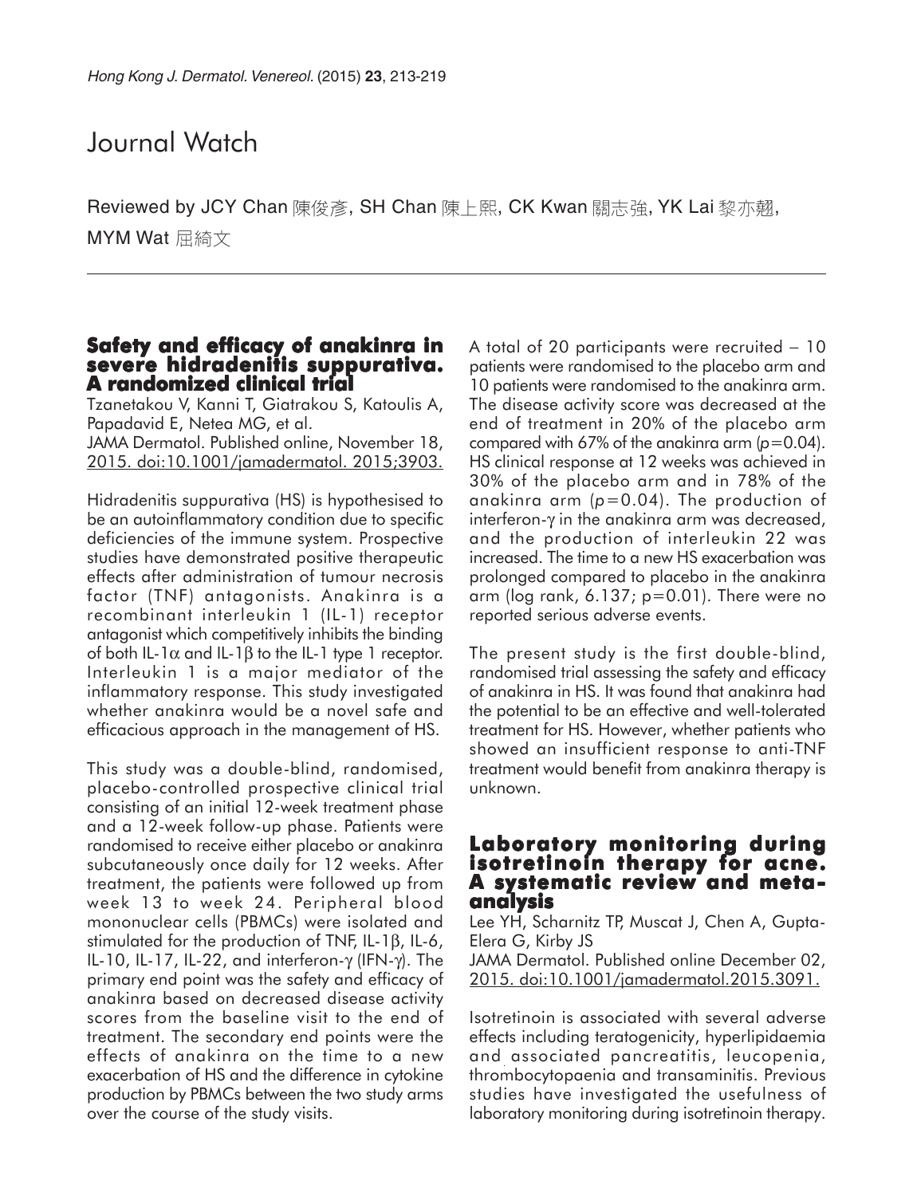# Journal Watch

Reviewed by JCY Chan 陳俊彥, SH Chan 陳上熙, CK Kwan 關志強, YK Lai 黎亦翹, MYM Wat 屈綺文

## Safety and efficacy of anakinra in severe hidradenitis suppurativa. A randomized clinical trial

Tzanetakou V, Kanni T, Giatrakou S, Katoulis A, Papadavid E, Netea MG, et al.

JAMA Dermatol. Published online, November 18, 2015. doi:10.1001/jamadermatol. 2015;3903.

Hidradenitis suppurativa (HS) is hypothesised to be an autoinflammatory condition due to specific deficiencies of the immune system. Prospective studies have demonstrated positive therapeutic effects after administration of tumour necrosis factor (TNF) antagonists. Anakinra is a recombinant interleukin 1 (IL-1) receptor antagonist which competitively inhibits the binding of both IL-1$\alpha$ and IL-1$\beta$ to the IL-1 type 1 receptor. Interleukin 1 is a major mediator of the inflammatory response. This study investigated whether anakinra would be a novel safe and efficacious approach in the management of HS.

This study was a double-blind, randomised, placebo-controlled prospective clinical trial consisting of an initial 12-week treatment phase and a 12-week follow-up phase. Patients were randomised to receive either placebo or anakinra subcutaneously once daily for 12 weeks. After treatment, the patients were followed up from week 13 to week 24. Peripheral blood mononuclear cells (PBMCs) were isolated and stimulated for the production of TNF, IL-1$\beta$, IL-6, IL-10, IL-17, IL-22, and interferon-$\gamma$ (IFN-$\gamma$). The primary end point was the safety and efficacy of anakinra based on decreased disease activity scores from the baseline visit to the end of treatment. The secondary end points were the effects of anakinra on the time to a new exacerbation of HS and the difference in cytokine production by PBMCs between the two study arms over the course of the study visits.

A total of 20 participants were recruited – 10 patients were randomised to the placebo arm and 10 patients were randomised to the anakinra arm. The disease activity score was decreased at the end of treatment in 20% of the placebo arm compared with 67% of the anakinra arm ($p=0.04$). HS clinical response at 12 weeks was achieved in 30% of the placebo arm and in 78% of the anakinra arm ($p=0.04$). The production of interferon-$\gamma$ in the anakinra arm was decreased, and the production of interleukin 22 was increased. The time to a new HS exacerbation was prolonged compared to placebo in the anakinra arm (log rank, 6.137; $p=0.01$). There were no reported serious adverse events.

The present study is the first double-blind, randomised trial assessing the safety and efficacy of anakinra in HS. It was found that anakinra had the potential to be an effective and well-tolerated treatment for HS. However, whether patients who showed an insufficient response to anti-TNF treatment would benefit from anakinra therapy is unknown.

## Laboratory monitoring during isotretinoin therapy for acne. A systematic review and meta-analysis

Lee YH, Scharnitz TP, Muscat J, Chen A, Gupta-Elera G, Kirby JS

JAMA Dermatol. Published online December 02, 2015. doi:10.1001/jamadermatol.2015.3091.

Isotretinoin is associated with several adverse effects including teratogenicity, hyperlipidaemia and associated pancreatitis, leucopenia, thrombocytopaenia and transaminitis. Previous studies have investigated the usefulness of laboratory monitoring during isotretinoin therapy.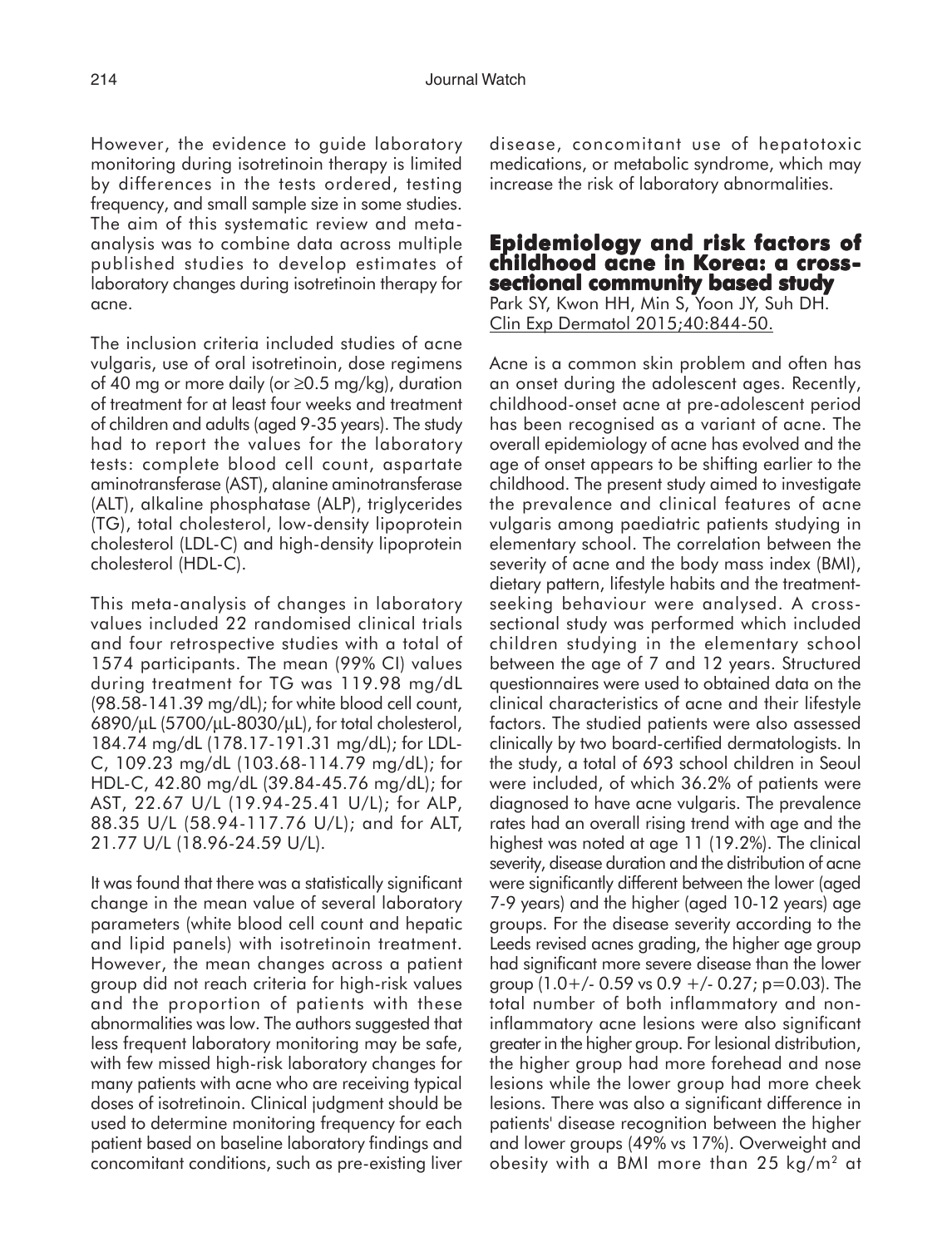However, the evidence to guide laboratory monitoring during isotretinoin therapy is limited by differences in the tests ordered, testing frequency, and small sample size in some studies. The aim of this systematic review and meta-analysis was to combine data across multiple published studies to develop estimates of laboratory changes during isotretinoin therapy for acne.

The inclusion criteria included studies of acne vulgaris, use of oral isotretinoin, dose regimens of 40 mg or more daily (or ≥0.5 mg/kg), duration of treatment for at least four weeks and treatment of children and adults (aged 9-35 years). The study had to report the values for the laboratory tests: complete blood cell count, aspartate aminotransferase (AST), alanine aminotransferase (ALT), alkaline phosphatase (ALP), triglycerides (TG), total cholesterol, low-density lipoprotein cholesterol (LDL-C) and high-density lipoprotein cholesterol (HDL-C).

This meta-analysis of changes in laboratory values included 22 randomised clinical trials and four retrospective studies with a total of 1574 participants. The mean (99% CI) values during treatment for TG was 119.98 mg/dL (98.58-141.39 mg/dL); for white blood cell count, 6890/µL (5700/µL-8030/µL), for total cholesterol, 184.74 mg/dL (178.17-191.31 mg/dL); for LDL-C, 109.23 mg/dL (103.68-114.79 mg/dL); for HDL-C, 42.80 mg/dL (39.84-45.76 mg/dL); for AST, 22.67 U/L (19.94-25.41 U/L); for ALP, 88.35 U/L (58.94-117.76 U/L); and for ALT, 21.77 U/L (18.96-24.59 U/L).

It was found that there was a statistically significant change in the mean value of several laboratory parameters (white blood cell count and hepatic and lipid panels) with isotretinoin treatment. However, the mean changes across a patient group did not reach criteria for high-risk values and the proportion of patients with these abnormalities was low. The authors suggested that less frequent laboratory monitoring may be safe, with few missed high-risk laboratory changes for many patients with acne who are receiving typical doses of isotretinoin. Clinical judgment should be used to determine monitoring frequency for each patient based on baseline laboratory findings and concomitant conditions, such as pre-existing liver disease, concomitant use of hepatotoxic medications, or metabolic syndrome, which may increase the risk of laboratory abnormalities.

## Epidemiology and risk factors of childhood acne in Korea: a cross-sectional community based study

Park SY, Kwon HH, Min S, Yoon JY, Suh DH.
Clin Exp Dermatol 2015;40:844-50.

Acne is a common skin problem and often has an onset during the adolescent ages. Recently, childhood-onset acne at pre-adolescent period has been recognised as a variant of acne. The overall epidemiology of acne has evolved and the age of onset appears to be shifting earlier to the childhood. The present study aimed to investigate the prevalence and clinical features of acne vulgaris among paediatric patients studying in elementary school. The correlation between the severity of acne and the body mass index (BMI), dietary pattern, lifestyle habits and the treatment-seeking behaviour were analysed. A cross-sectional study was performed which included children studying in the elementary school between the age of 7 and 12 years. Structured questionnaires were used to obtained data on the clinical characteristics of acne and their lifestyle factors. The studied patients were also assessed clinically by two board-certified dermatologists. In the study, a total of 693 school children in Seoul were included, of which 36.2% of patients were diagnosed to have acne vulgaris. The prevalence rates had an overall rising trend with age and the highest was noted at age 11 (19.2%). The clinical severity, disease duration and the distribution of acne were significantly different between the lower (aged 7-9 years) and the higher (aged 10-12 years) age groups. For the disease severity according to the Leeds revised acnes grading, the higher age group had significant more severe disease than the lower group (1.0+/- 0.59 vs 0.9 +/- 0.27; p=0.03). The total number of both inflammatory and non-inflammatory acne lesions were also significant greater in the higher group. For lesional distribution, the higher group had more forehead and nose lesions while the lower group had more cheek lesions. There was also a significant difference in patients' disease recognition between the higher and lower groups (49% vs 17%). Overweight and obesity with a BMI more than 25 kg/m$^2$ at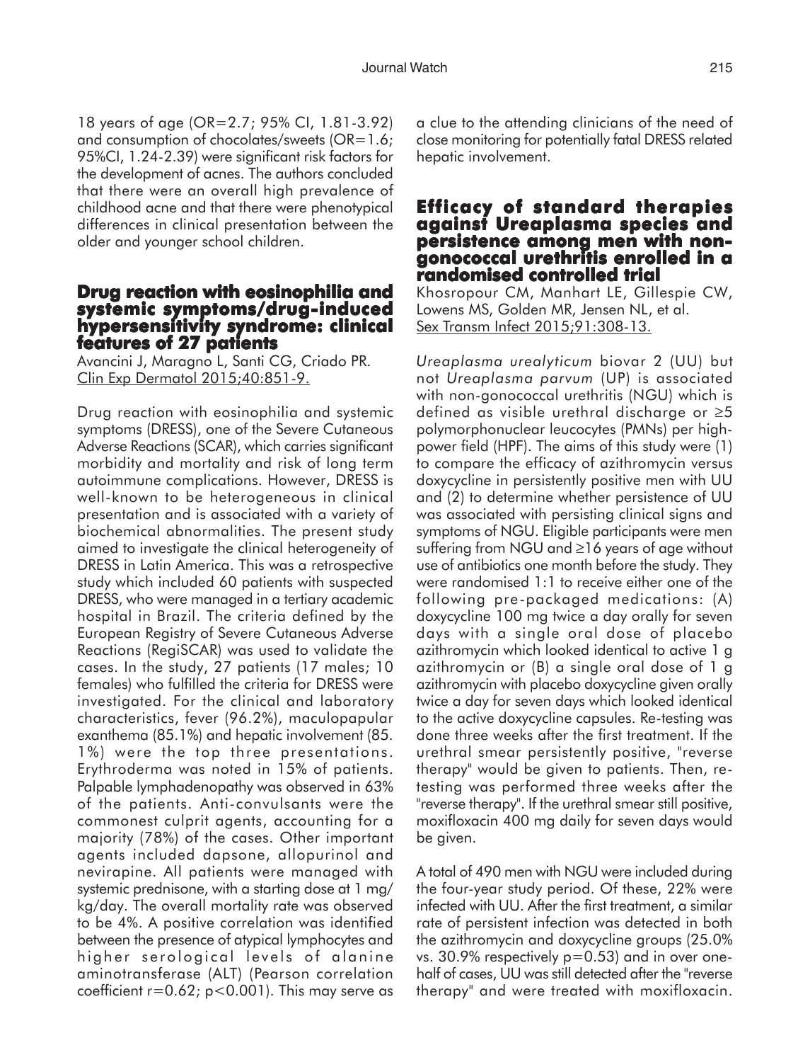18 years of age (OR=2.7; 95% CI, 1.81-3.92) and consumption of chocolates/sweets (OR=1.6; 95%CI, 1.24-2.39) were significant risk factors for the development of acnes. The authors concluded that there were an overall high prevalence of childhood acne and that there were phenotypical differences in clinical presentation between the older and younger school children.

## Drug reaction with eosinophilia and systemic symptoms/drug-induced hypersensitivity syndrome: clinical features of 27 patients

Avancini J, Maragno L, Santi CG, Criado PR.
Clin Exp Dermatol 2015;40:851-9.

Drug reaction with eosinophilia and systemic symptoms (DRESS), one of the Severe Cutaneous Adverse Reactions (SCAR), which carries significant morbidity and mortality and risk of long term autoimmune complications. However, DRESS is well-known to be heterogeneous in clinical presentation and is associated with a variety of biochemical abnormalities. The present study aimed to investigate the clinical heterogeneity of DRESS in Latin America. This was a retrospective study which included 60 patients with suspected DRESS, who were managed in a tertiary academic hospital in Brazil. The criteria defined by the European Registry of Severe Cutaneous Adverse Reactions (RegiSCAR) was used to validate the cases. In the study, 27 patients (17 males; 10 females) who fulfilled the criteria for DRESS were investigated. For the clinical and laboratory characteristics, fever (96.2%), maculopapular exanthema (85.1%) and hepatic involvement (85.1%) were the top three presentations. Erythroderma was noted in 15% of patients. Palpable lymphadenopathy was observed in 63% of the patients. Anti-convulsants were the commonest culprit agents, accounting for a majority (78%) of the cases. Other important agents included dapsone, allopurinol and nevirapine. All patients were managed with systemic prednisone, with a starting dose at 1 mg/kg/day. The overall mortality rate was observed to be 4%. A positive correlation was identified between the presence of atypical lymphocytes and higher serological levels of alanine aminotransferase (ALT) (Pearson correlation coefficient $r=0.62$; $p<0.001$). This may serve as a clue to the attending clinicians of the need of close monitoring for potentially fatal DRESS related hepatic involvement.

## Efficacy of standard therapies against Ureaplasma species and persistence among men with non-gonococcal urethritis enrolled in a randomised controlled trial

Khosropour CM, Manhart LE, Gillespie CW, Lowens MS, Golden MR, Jensen NL, et al.
Sex Transm Infect 2015;91:308-13.

*Ureaplasma urealyticum* biovar 2 (UU) but not *Ureaplasma parvum* (UP) is associated with non-gonococcal urethritis (NGU) which is defined as visible urethral discharge or ≥5 polymorphonuclear leucocytes (PMNs) per high-power field (HPF). The aims of this study were (1) to compare the efficacy of azithromycin versus doxycycline in persistently positive men with UU and (2) to determine whether persistence of UU was associated with persisting clinical signs and symptoms of NGU. Eligible participants were men suffering from NGU and ≥16 years of age without use of antibiotics one month before the study. They were randomised 1:1 to receive either one of the following pre-packaged medications: (A) doxycycline 100 mg twice a day orally for seven days with a single oral dose of placebo azithromycin which looked identical to active 1 g azithromycin or (B) a single oral dose of 1 g azithromycin with placebo doxycycline given orally twice a day for seven days which looked identical to the active doxycycline capsules. Re-testing was done three weeks after the first treatment. If the urethral smear persistently positive, "reverse therapy" would be given to patients. Then, re-testing was performed three weeks after the "reverse therapy". If the urethral smear still positive, moxifloxacin 400 mg daily for seven days would be given.

A total of 490 men with NGU were included during the four-year study period. Of these, 22% were infected with UU. After the first treatment, a similar rate of persistent infection was detected in both the azithromycin and doxycycline groups (25.0% vs. 30.9% respectively $p=0.53$) and in over one-half of cases, UU was still detected after the "reverse therapy" and were treated with moxifloxacin.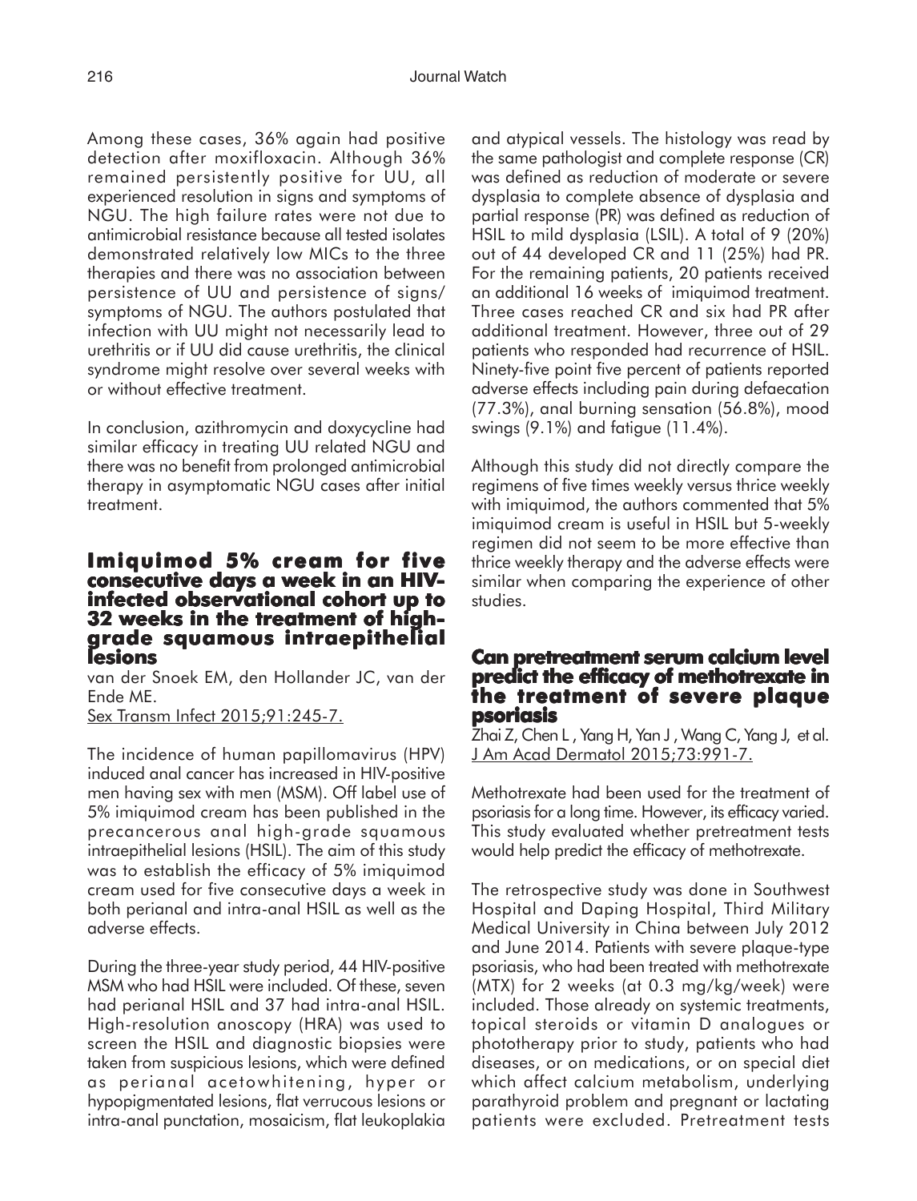Among these cases, 36% again had positive detection after moxifloxacin. Although 36% remained persistently positive for UU, all experienced resolution in signs and symptoms of NGU. The high failure rates were not due to antimicrobial resistance because all tested isolates demonstrated relatively low MICs to the three therapies and there was no association between persistence of UU and persistence of signs/ symptoms of NGU. The authors postulated that infection with UU might not necessarily lead to urethritis or if UU did cause urethritis, the clinical syndrome might resolve over several weeks with or without effective treatment.

In conclusion, azithromycin and doxycycline had similar efficacy in treating UU related NGU and there was no benefit from prolonged antimicrobial therapy in asymptomatic NGU cases after initial treatment.

## Imiquimod 5% cream for five consecutive days a week in an HIV-infected observational cohort up to 32 weeks in the treatment of high-grade squamous intraepithelial lesions

van der Snoek EM, den Hollander JC, van der Ende ME.
Sex Transm Infect 2015;91:245-7.

The incidence of human papillomavirus (HPV) induced anal cancer has increased in HIV-positive men having sex with men (MSM). Off label use of 5% imiquimod cream has been published in the precancerous anal high-grade squamous intraepithelial lesions (HSIL). The aim of this study was to establish the efficacy of 5% imiquimod cream used for five consecutive days a week in both perianal and intra-anal HSIL as well as the adverse effects.

During the three-year study period, 44 HIV-positive MSM who had HSIL were included. Of these, seven had perianal HSIL and 37 had intra-anal HSIL. High-resolution anoscopy (HRA) was used to screen the HSIL and diagnostic biopsies were taken from suspicious lesions, which were defined as perianal acetowhitening, hyper or hypopigmentated lesions, flat verrucous lesions or intra-anal punctation, mosaicism, flat leukoplakia and atypical vessels. The histology was read by the same pathologist and complete response (CR) was defined as reduction of moderate or severe dysplasia to complete absence of dysplasia and partial response (PR) was defined as reduction of HSIL to mild dysplasia (LSIL). A total of 9 (20%) out of 44 developed CR and 11 (25%) had PR. For the remaining patients, 20 patients received an additional 16 weeks of imiquimod treatment. Three cases reached CR and six had PR after additional treatment. However, three out of 29 patients who responded had recurrence of HSIL. Ninety-five point five percent of patients reported adverse effects including pain during defaecation (77.3%), anal burning sensation (56.8%), mood swings (9.1%) and fatigue (11.4%).

Although this study did not directly compare the regimens of five times weekly versus thrice weekly with imiquimod, the authors commented that 5% imiquimod cream is useful in HSIL but 5-weekly regimen did not seem to be more effective than thrice weekly therapy and the adverse effects were similar when comparing the experience of other studies.

## Can pretreatment serum calcium level predict the efficacy of methotrexate in the treatment of severe plaque psoriasis

Zhai Z, Chen L , Yang H, Yan J , Wang C, Yang J, et al.
J Am Acad Dermatol 2015;73:991-7.

Methotrexate had been used for the treatment of psoriasis for a long time. However, its efficacy varied. This study evaluated whether pretreatment tests would help predict the efficacy of methotrexate.

The retrospective study was done in Southwest Hospital and Daping Hospital, Third Military Medical University in China between July 2012 and June 2014. Patients with severe plaque-type psoriasis, who had been treated with methotrexate (MTX) for 2 weeks (at 0.3 mg/kg/week) were included. Those already on systemic treatments, topical steroids or vitamin D analogues or phototherapy prior to study, patients who had diseases, or on medications, or on special diet which affect calcium metabolism, underlying parathyroid problem and pregnant or lactating patients were excluded. Pretreatment tests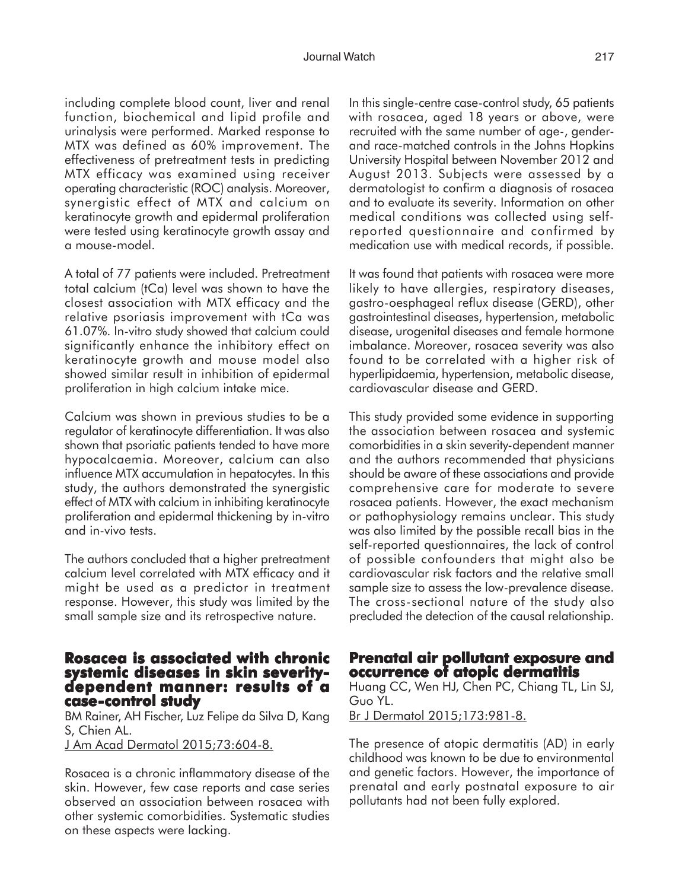including complete blood count, liver and renal function, biochemical and lipid profile and urinalysis were performed. Marked response to MTX was defined as 60% improvement. The effectiveness of pretreatment tests in predicting MTX efficacy was examined using receiver operating characteristic (ROC) analysis. Moreover, synergistic effect of MTX and calcium on keratinocyte growth and epidermal proliferation were tested using keratinocyte growth assay and a mouse-model.

A total of 77 patients were included. Pretreatment total calcium (tCa) level was shown to have the closest association with MTX efficacy and the relative psoriasis improvement with tCa was 61.07%. In-vitro study showed that calcium could significantly enhance the inhibitory effect on keratinocyte growth and mouse model also showed similar result in inhibition of epidermal proliferation in high calcium intake mice.

Calcium was shown in previous studies to be a regulator of keratinocyte differentiation. It was also shown that psoriatic patients tended to have more hypocalcaemia. Moreover, calcium can also influence MTX accumulation in hepatocytes. In this study, the authors demonstrated the synergistic effect of MTX with calcium in inhibiting keratinocyte proliferation and epidermal thickening by in-vitro and in-vivo tests.

The authors concluded that a higher pretreatment calcium level correlated with MTX efficacy and it might be used as a predictor in treatment response. However, this study was limited by the small sample size and its retrospective nature.

## Rosacea is associated with chronic systemic diseases in skin severity-dependent manner: results of a case-control study

BM Rainer, AH Fischer, Luz Felipe da Silva D, Kang S, Chien AL.

J Am Acad Dermatol 2015;73:604-8.

Rosacea is a chronic inflammatory disease of the skin. However, few case reports and case series observed an association between rosacea with other systemic comorbidities. Systematic studies on these aspects were lacking.

In this single-centre case-control study, 65 patients with rosacea, aged 18 years or above, were recruited with the same number of age-, gender- and race-matched controls in the Johns Hopkins University Hospital between November 2012 and August 2013. Subjects were assessed by a dermatologist to confirm a diagnosis of rosacea and to evaluate its severity. Information on other medical conditions was collected using self-reported questionnaire and confirmed by medication use with medical records, if possible.

It was found that patients with rosacea were more likely to have allergies, respiratory diseases, gastro-oesphageal reflux disease (GERD), other gastrointestinal diseases, hypertension, metabolic disease, urogenital diseases and female hormone imbalance. Moreover, rosacea severity was also found to be correlated with a higher risk of hyperlipidaemia, hypertension, metabolic disease, cardiovascular disease and GERD.

This study provided some evidence in supporting the association between rosacea and systemic comorbidities in a skin severity-dependent manner and the authors recommended that physicians should be aware of these associations and provide comprehensive care for moderate to severe rosacea patients. However, the exact mechanism or pathophysiology remains unclear. This study was also limited by the possible recall bias in the self-reported questionnaires, the lack of control of possible confounders that might also be cardiovascular risk factors and the relative small sample size to assess the low-prevalence disease. The cross-sectional nature of the study also precluded the detection of the causal relationship.

## Prenatal air pollutant exposure and occurrence of atopic dermatitis

Huang CC, Wen HJ, Chen PC, Chiang TL, Lin SJ, Guo YL.

Br J Dermatol 2015;173:981-8.

The presence of atopic dermatitis (AD) in early childhood was known to be due to environmental and genetic factors. However, the importance of prenatal and early postnatal exposure to air pollutants had not been fully explored.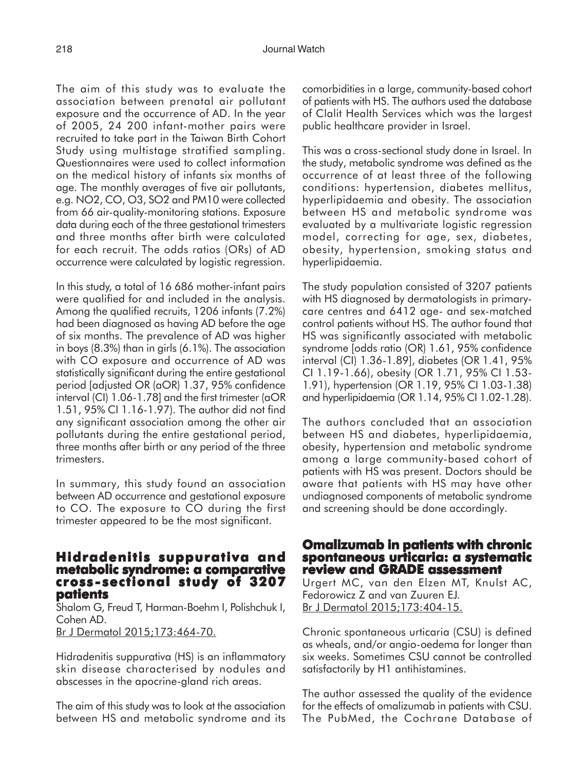The aim of this study was to evaluate the association between prenatal air pollutant exposure and the occurrence of AD. In the year of 2005, 24 200 infant-mother pairs were recruited to take part in the Taiwan Birth Cohort Study using multistage stratified sampling. Questionnaires were used to collect information on the medical history of infants six months of age. The monthly averages of five air pollutants, e.g. $NO_2$, CO, $O_3$, $SO_2$ and $PM_{10}$ were collected from 66 air-quality-monitoring stations. Exposure data during each of the three gestational trimesters and three months after birth were calculated for each recruit. The odds ratios (ORs) of AD occurrence were calculated by logistic regression.

In this study, a total of 16 686 mother-infant pairs were qualified for and included in the analysis. Among the qualified recruits, 1206 infants (7.2%) had been diagnosed as having AD before the age of six months. The prevalence of AD was higher in boys (8.3%) than in girls (6.1%). The association with CO exposure and occurrence of AD was statistically significant during the entire gestational period [adjusted OR (aOR) 1.37, 95% confidence interval (CI) 1.06-1.78] and the first trimester (aOR 1.51, 95% CI 1.16-1.97). The author did not find any significant association among the other air pollutants during the entire gestational period, three months after birth or any period of the three trimesters.

In summary, this study found an association between AD occurrence and gestational exposure to CO. The exposure to CO during the first trimester appeared to be the most significant.

## Hidradenitis suppurativa and metabolic syndrome: a comparative cross-sectional study of 3207 patients

Shalom G, Freud T, Harman-Boehm I, Polishchuk I, Cohen AD.
Br J Dermatol 2015;173:464-70.

Hidradenitis suppurativa (HS) is an inflammatory skin disease characterised by nodules and abscesses in the apocrine-gland rich areas.

The aim of this study was to look at the association between HS and metabolic syndrome and its comorbidities in a large, community-based cohort of patients with HS. The authors used the database of Clalit Health Services which was the largest public healthcare provider in Israel.

This was a cross-sectional study done in Israel. In the study, metabolic syndrome was defined as the occurrence of at least three of the following conditions: hypertension, diabetes mellitus, hyperlipidaemia and obesity. The association between HS and metabolic syndrome was evaluated by a multivariate logistic regression model, correcting for age, sex, diabetes, obesity, hypertension, smoking status and hyperlipidaemia.

The study population consisted of 3207 patients with HS diagnosed by dermatologists in primary-care centres and 6412 age- and sex-matched control patients without HS. The author found that HS was significantly associated with metabolic syndrome [odds ratio (OR) 1.61, 95% confidence interval (CI) 1.36-1.89], diabetes (OR 1.41, 95% CI 1.19-1.66), obesity (OR 1.71, 95% CI 1.53-1.91), hypertension (OR 1.19, 95% CI 1.03-1.38) and hyperlipidaemia (OR 1.14, 95% CI 1.02-1.28).

The authors concluded that an association between HS and diabetes, hyperlipidaemia, obesity, hypertension and metabolic syndrome among a large community-based cohort of patients with HS was present. Doctors should be aware that patients with HS may have other undiagnosed components of metabolic syndrome and screening should be done accordingly.

## Omalizumab in patients with chronic spontaneous urticaria: a systematic review and GRADE assessment

Urgert MC, van den Elzen MT, Knulst AC, Fedorowicz Z and van Zuuren EJ.
Br J Dermatol 2015;173:404-15.

Chronic spontaneous urticaria (CSU) is defined as wheals, and/or angio-oedema for longer than six weeks. Sometimes CSU cannot be controlled satisfactorily by H1 antihistamines.

The author assessed the quality of the evidence for the effects of omalizumab in patients with CSU. The PubMed, the Cochrane Database of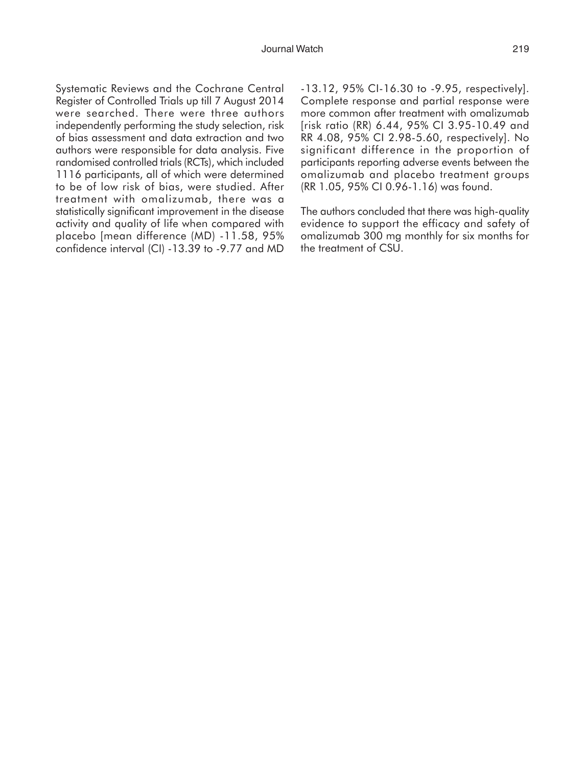Systematic Reviews and the Cochrane Central Register of Controlled Trials up till 7 August 2014 were searched. There were three authors independently performing the study selection, risk of bias assessment and data extraction and two authors were responsible for data analysis. Five randomised controlled trials (RCTs), which included 1116 participants, all of which were determined to be of low risk of bias, were studied. After treatment with omalizumab, there was a statistically significant improvement in the disease activity and quality of life when compared with placebo [mean difference (MD) -11.58, 95% confidence interval (CI) -13.39 to -9.77 and MD -13.12, 95% CI-16.30 to -9.95, respectively]. Complete response and partial response were more common after treatment with omalizumab [risk ratio (RR) 6.44, 95% CI 3.95-10.49 and RR 4.08, 95% CI 2.98-5.60, respectively]. No significant difference in the proportion of participants reporting adverse events between the omalizumab and placebo treatment groups (RR 1.05, 95% CI 0.96-1.16) was found.

The authors concluded that there was high-quality evidence to support the efficacy and safety of omalizumab 300 mg monthly for six months for the treatment of CSU.